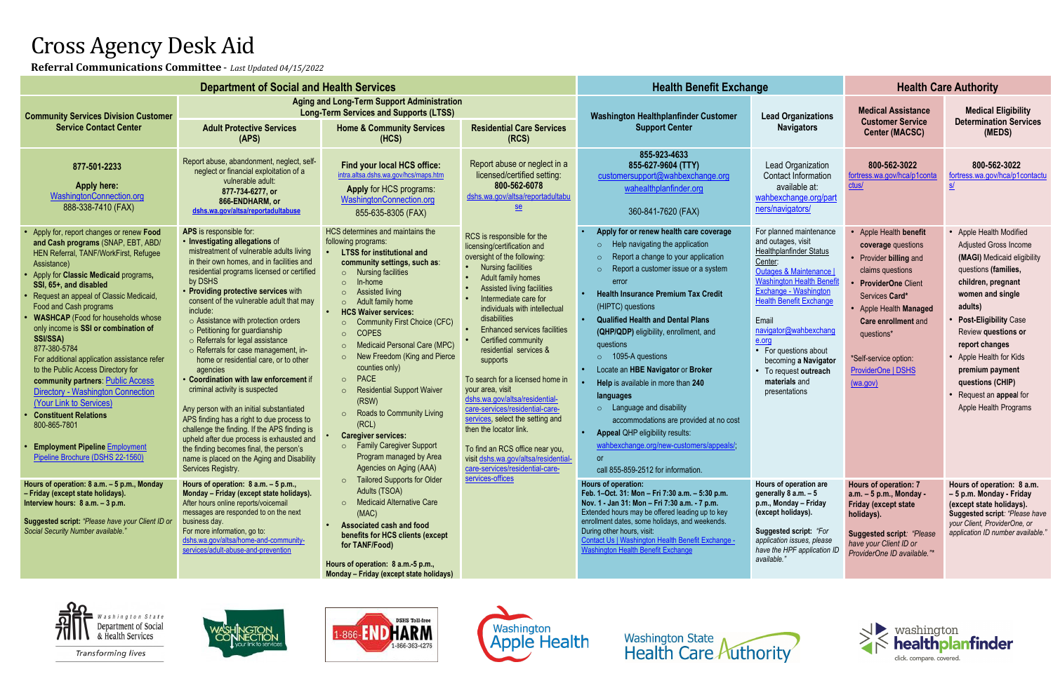# Cross Agency Desk Aid

**Referral Communications Committee** - *Last Updated 04/15/2022*

| Department of Social and Health Services | | | | Health Benefit Exchange | | Health Care Authority | |
|---|---|---|---|---|---|---|---|
| | Aging and Long-Term Support Administration Long-Term Services and Supports (LTSS) | | | | | | |
| **Community Services Division Customer Service Contact Center** | **Adult Protective Services (APS)** | **Home & Community Services (HCS)** | **Residential Care Services (RCS)** | **Washington Healthplanfinder Customer Support Center** | **Lead Organizations Navigators** | **Medical Assistance Customer Service Center (MACSC)** | **Medical Eligibility Determination Services (MEDS)** |
| **877-501-2233**<br><br>**Apply here:** WashingtonConnection.org<br>888-338-7410 (FAX) | Report abuse, abandonment, neglect, self-neglect or financial exploitation of a vulnerable adult:<br>**877-734-6277, or 866-ENDHARM, or**<br>**dshs.wa.gov/altsa/reportadultabuse** | **Find your local HCS office:** intra.altsa.dshs.wa.gov/hcs/maps.htm<br>**Apply** for HCS programs: WashingtonConnection.org<br>855-635-8305 (FAX) | Report abuse or neglect in a licensed/certified setting:<br>**800-562-6078**<br>dshs.wa.gov/altsa/reportadultabuse | **855-923-4633**<br>**855-627-9604 (TTY)**<br>customersupport@wahbexchange.org<br>wahealthplanfinder.org<br><br>360-841-7620 (FAX) | Lead Organization Contact Information available at: wahbexchange.org/partners/navigators/ | **800-562-3022**<br>fortress.wa.gov/hca/p1contactus/ | **800-562-3022**<br>fortress.wa.gov/hca/p1contactus/ |
| • Apply for, report changes or renew **Food and Cash programs** (SNAP, EBT, ABD/ HEN Referral, TANF/WorkFirst, Refugee Assistance)<br>• Apply for **Classic Medicaid** programs, **SSI, 65+, and disabled**<br>• Request an appeal of Classic Medicaid, Food and Cash programs<br>• **WASHCAP** (Food for households whose only income is **SSI or combination of SSI/SSA)**<br>877-380-5784<br>For additional application assistance refer to the Public Access Directory for **community partners**: Public Access Directory - Washington Connection (Your Link to Services)<br>• **Constituent Relations**<br>800-865-7801<br><br>• **Employment Pipeline** Employment Pipeline Brochure (DSHS 22-1560) | **APS** is responsible for:<br>• **Investigating allegations** of mistreatment of vulnerable adults living in their own homes, in facilities and residential programs licensed or certified by DSHS<br>• **Providing protective services** with consent of the vulnerable adult that may include:<br>○ Assistance with protection orders<br>○ Petitioning for guardianship<br>○ Referrals for legal assistance<br>○ Referrals for case management, in-home or residential care, or to other agencies<br>• **Coordination with law enforcement** if criminal activity is suspected<br><br>Any person with an initial substantiated APS finding has a right to due process to challenge the finding. If the APS finding is upheld after due process is exhausted and the finding becomes final, the person's name is placed on the Aging and Disability Services Registry. | HCS determines and maintains the following programs:<br>• **LTSS for institutional and community settings, such as**:<br>○ Nursing facilities<br>○ In-home<br>○ Assisted living<br>○ Adult family home<br>• **HCS Waiver services:**<br>○ Community First Choice (CFC)<br>○ COPES<br>○ Medicaid Personal Care (MPC)<br>○ New Freedom (King and Pierce counties only)<br>○ PACE<br>○ Residential Support Waiver (RSW)<br>○ Roads to Community Living (RCL)<br>• **Caregiver services:**<br>○ Family Caregiver Support Program managed by Area Agencies on Aging (AAA)<br>○ Tailored Supports for Older Adults (TSOA)<br>○ Medicaid Alternative Care (MAC)<br>• **Associated cash and food benefits for HCS clients (except for TANF/Food)**<br><br>**Hours of operation: 8 a.m.-5 p.m., Monday – Friday (except state holidays)** | RCS is responsible for the licensing/certification and oversight of the following:<br>• Nursing facilities<br>• Adult family homes<br>• Assisted living facilities<br>• Intermediate care for individuals with intellectual disabilities<br>• Enhanced services facilities<br>• Certified community residential services & supports<br><br>To search for a licensed home in your area, visit dshs.wa.gov/altsa/residential-care-services/residential-care-services, select the setting and then the locator link.<br><br>To find an RCS office near you, visit dshs.wa.gov/altsa/residential-care-services/residential-care-services-offices | • **Apply for or renew health care coverage**<br>○ Help navigating the application<br>○ Report a change to your application<br>○ Report a customer issue or a system error<br>• **Health Insurance Premium Tax Credit** (HIPTC) questions<br>• **Qualified Health and Dental Plans (QHP/QDP)** eligibility, enrollment, and questions<br>○ 1095-A questions<br>• Locate an **HBE Navigator** or **Broker**<br>• **Help** is available in more than **240 languages**<br>○ Language and disability accommodations are provided at no cost<br>• **Appeal** QHP eligibility results: wahbexchange.org/new-customers/appeals/; or call 855-859-2512 for information. | For planned maintenance and outages, visit Healthplanfinder Status Center: Outages & Maintenance \| Washington Health Benefit Exchange - Washington Health Benefit Exchange<br><br>Email navigator@wahbexchange.org<br>• For questions about becoming a **Navigator**<br>• To request **outreach materials** and presentations | • Apple Health **benefit coverage** questions<br>• Provider **billing** and claims questions<br>• **ProviderOne** Client Services Card*<br>• Apple Health **Managed Care enrollment** and questions*<br><br>*Self-service option: ProviderOne \| DSHS (wa.gov) | • Apple Health Modified Adjusted Gross Income **(MAGI)** Medicaid eligibility questions **(families, children, pregnant women and single adults)**<br>• **Post-Eligibility** Case Review **questions or report changes**<br>• Apple Health for Kids **premium payment questions (CHIP)**<br>• Request an **appeal** for Apple Health Programs |
| **Hours of operation: 8 a.m. – 5 p.m., Monday – Friday (except state holidays).**<br>**Interview hours: 8 a.m. – 3 p.m.**<br><br>**Suggested script:** *"Please have your Client ID or Social Security Number available."* | **Hours of operation: 8 a.m. – 5 p.m., Monday – Friday (except state holidays).**<br>After hours online reports/voicemail messages are responded to on the next business day.<br>For more information, go to: dshs.wa.gov/altsa/home-and-community-services/adult-abuse-and-prevention | | | **Hours of operation:**<br>**Feb. 1–Oct. 31: Mon – Fri 7:30 a.m. – 5:30 p.m.**<br>**Nov. 1 - Jan 31: Mon – Fri 7:30 a.m. - 7 p.m.**<br>Extended hours may be offered leading up to key enrollment dates, state holidays, and weekends.<br>During other hours, visit: Contact Us \| Washington Health Benefit Exchange - Washington Health Benefit Exchange | **Hours of operation are generally 8 a.m. – 5 p.m., Monday – Friday (except holidays).**<br><br>**Suggested script:** *"For application issues, please have the HPF application ID available."* | **Hours of operation: 7 a.m. – 5 p.m., Monday - Friday (except state holidays).**<br><br>**Suggested script:** *"Please have your Client ID or ProviderOne ID available."** | **Hours of operation: 8 a.m. – 5 p.m. Monday - Friday (except state holidays).**<br>**Suggested script:** *"Please have your Client, ProviderOne, or application ID number available."* |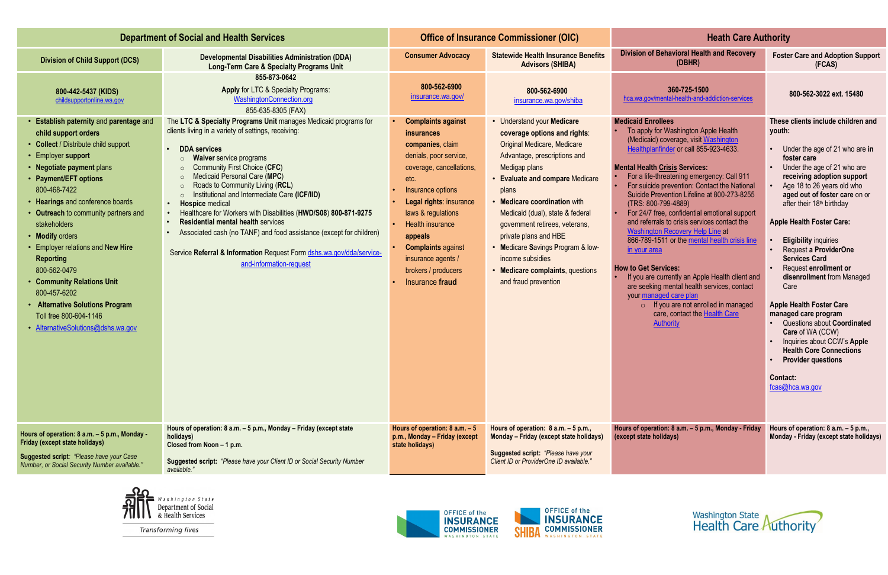| Department of Social and Health Services | | Office of Insurance Commissioner (OIC) | | Heath Care Authority | |
|---|---|---|---|---|---|
| **Division of Child Support (DCS)** | **Developmental Disabilities Administration (DDA) Long-Term Care & Specialty Programs Unit** | **Consumer Advocacy** | **Statewide Health Insurance Benefits Advisors (SHIBA)** | **Division of Behavioral Health and Recovery (DBHR)** | **Foster Care and Adoption Support (FCAS)** |
| **800-442-5437 (KIDS)** childsupportonline.wa.gov | **855-873-0642** **Apply** for LTC & Specialty Programs: WashingtonConnection.org 855-635-8305 (FAX) | **800-562-6900** insurance.wa.gov/ | **800-562-6900** insurance.wa.gov/shiba | **360-725-1500** hca.wa.gov/mental-health-and-addiction-services | **800-562-3022 ext. 15480** |
| • **Establish paternity** and **parentage** and **child support orders**<br>• **Collect** / Distribute child support<br>• Employer **support**<br>• **Negotiate payment** plans<br>• **Payment/EFT options** 800-468-7422<br>• **Hearings** and conference boards<br>• **Outreach** to community partners and stakeholders<br>• **Modify** orders<br>• Employer relations and **New Hire Reporting** 800-562-0479<br>• **Community Relations Unit** 800-457-6202<br>• **Alternative Solutions Program** Toll free 800-604-1146<br>• AlternativeSolutions@dshs.wa.gov | The **LTC & Specialty Programs Unit** manages Medicaid programs for clients living in a variety of settings, receiving:<br>• **DDA services**<br>  ○ **Waiver** service programs<br>  ○ Community First Choice (**CFC**)<br>  ○ Medicaid Personal Care (**MPC**)<br>  ○ Roads to Community Living (**RCL**)<br>  ○ Institutional and Intermediate Care (**ICF/IID**)<br>• **Hospice** medical<br>• Healthcare for Workers with Disabilities (**HWD/S08**) **800-871-9275**<br>• **Residential mental health** services<br>• Associated cash (no TANF) and food assistance (except for children)<br><br>Service **Referral & Information** Request Form dshs.wa.gov/dda/service-and-information-request | • **Complaints against insurances companies**, claim denials, poor service, coverage, cancellations, etc.<br>• Insurance options<br>• **Legal rights**: insurance laws & regulations<br>• Health insurance **appeals**<br>• **Complaints** against insurance agents / brokers / producers<br>• Insurance **fraud** | • Understand your **Medicare coverage options and rights**: Original Medicare, Medicare Advantage, prescriptions and Medigap plans<br>• **Evaluate and compare** Medicare plans<br>• **Medicare coordination** with Medicaid (dual), state & federal government retirees, veterans, private plans and HBE<br>• **M**edicare **S**avings **P**rogram & low-income subsidies<br>• **Medicare complaints**, questions and fraud prevention | **Medicaid Enrollees**<br>• To apply for Washington Apple Health (Medicaid) coverage, visit Washington Healthplanfinder or call 855-923-4633.<br><br>**Mental Health Crisis Services:**<br>• For a life-threatening emergency: Call 911<br>• For suicide prevention: Contact the National Suicide Prevention Lifeline at 800-273-8255 (TRS: 800-799-4889)<br>• For 24/7 free, confidential emotional support and referrals to crisis services contact the Washington Recovery Help Line at 866-789-1511 or the mental health crisis line in your area<br><br>**How to Get Services:**<br>• If you are currently an Apple Health client and are seeking mental health services, contact your managed care plan<br>  ○ If you are not enrolled in managed care, contact the Health Care Authority | **These clients include children and youth:**<br>• Under the age of 21 who are **in foster care**<br>• Under the age of 21 who are **receiving adoption support**<br>• Age 18 to 26 years old who **aged out of foster care** on or after their 18th birthday<br><br>**Apple Health Foster Care:**<br>• **Eligibility** inquiries<br>• Request a **ProviderOne Services Card**<br>• Request **enrollment or disenrollment** from Managed Care<br><br>**Apple Health Foster Care managed care program**<br>• Questions about **Coordinated Care** of WA (**CCW**)<br>• Inquiries about CCW's **Apple Health Core Connections**<br>• **Provider questions**<br><br>**Contact:** fcas@hca.wa.gov |
| **Hours of operation: 8 a.m. – 5 p.m., Monday - Friday (except state holidays)**<br>**Suggested script**: *"Please have your Case Number, or Social Security Number available."* | **Hours of operation: 8 a.m. – 5 p.m., Monday – Friday (except state holidays)**<br>**Closed from Noon – 1 p.m.**<br>**Suggested script:** *"Please have your Client ID or Social Security Number available."* | **Hours of operation: 8 a.m. – 5 p.m., Monday – Friday (except state holidays)** | **Hours of operation: 8 a.m. – 5 p.m., Monday – Friday (except state holidays)**<br>**Suggested script:** *"Please have your Client ID or ProviderOne ID available."* | **Hours of operation: 8 a.m. – 5 p.m., Monday - Friday (except state holidays)** | **Hours of operation: 8 a.m. – 5 p.m., Monday - Friday (except state holidays)** |

Washington State Department of Social & Health Services — Transforming lives

Office of the Insurance Commissioner, Washington State — SHIBA Office of the Insurance Commissioner, Washington State

Washington State Health Care Authority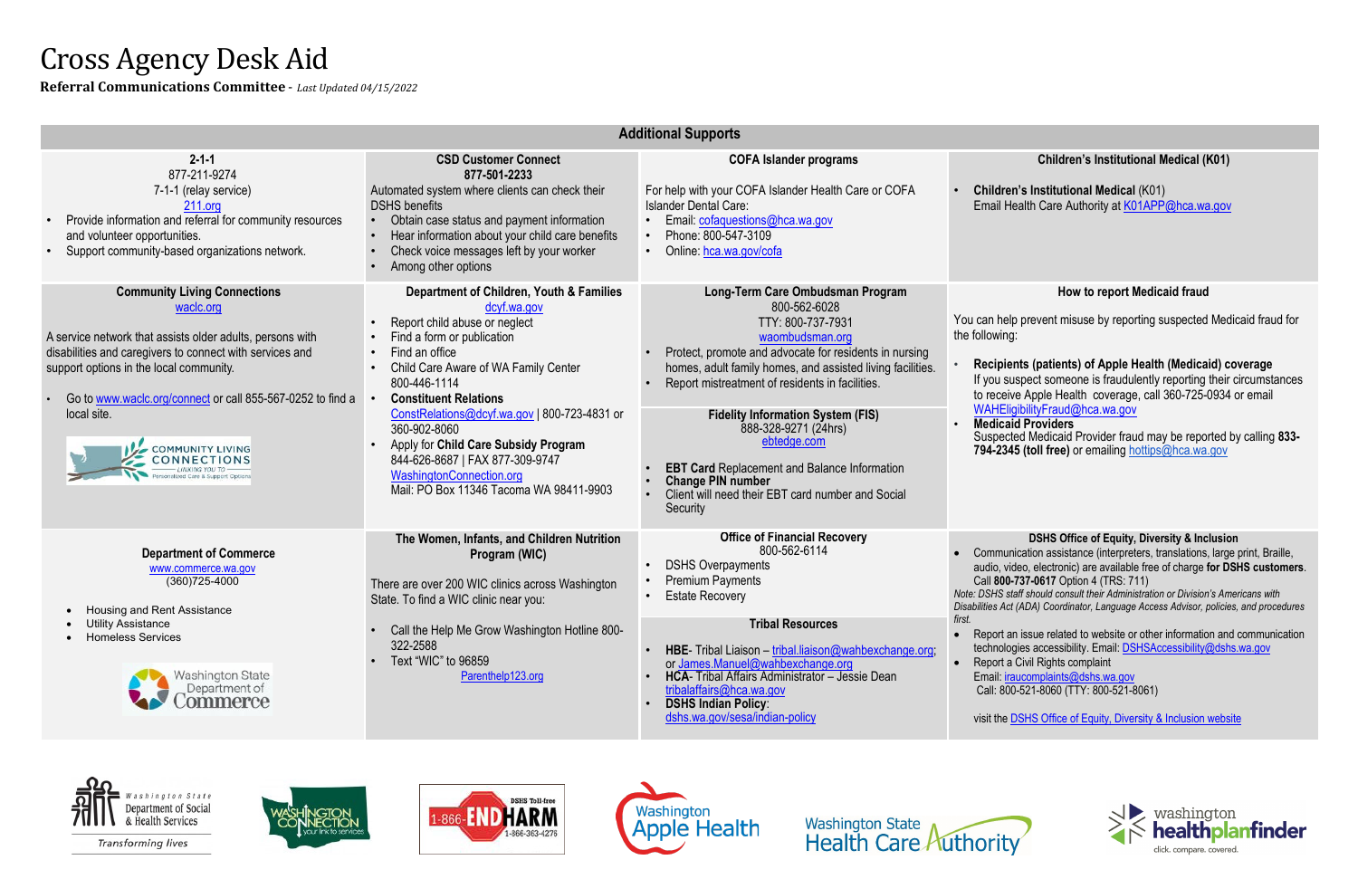# Cross Agency Desk Aid

**Referral Communications Committee** - *Last Updated 04/15/2022*

## Additional Supports

### 2-1-1

877-211-9274
7-1-1 (relay service)
211.org

- Provide information and referral for community resources and volunteer opportunities.
- Support community-based organizations network.

### CSD Customer Connect
**877-501-2233**

Automated system where clients can check their DSHS benefits

- Obtain case status and payment information
- Hear information about your child care benefits
- Check voice messages left by your worker
- Among other options

### COFA Islander programs

For help with your COFA Islander Health Care or COFA Islander Dental Care:

- Email: cofaquestions@hca.wa.gov
- Phone: 800-547-3109
- Online: hca.wa.gov/cofa

### Children's Institutional Medical (K01)

- **Children's Institutional Medical** (K01)
  Email Health Care Authority at K01APP@hca.wa.gov

### Community Living Connections

waclc.org

A service network that assists older adults, persons with disabilities and caregivers to connect with services and support options in the local community.

- Go to www.waclc.org/connect or call 855-567-0252 to find a local site.

### Department of Children, Youth & Families

dcyf.wa.gov

- Report child abuse or neglect
- Find a form or publication
- Find an office
- Child Care Aware of WA Family Center
  800-446-1114
- **Constituent Relations**
  ConstRelations@dcyf.wa.gov | 800-723-4831 or 360-902-8060
- Apply for **Child Care Subsidy Program**
  844-626-8687 | FAX 877-309-9747
  WashingtonConnection.org
  Mail: PO Box 11346 Tacoma WA 98411-9903

### Long-Term Care Ombudsman Program

800-562-6028
TTY: 800-737-7931
waombudsman.org

- Protect, promote and advocate for residents in nursing homes, adult family homes, and assisted living facilities.
- Report mistreatment of residents in facilities.

### Fidelity Information System (FIS)

888-328-9271 (24hrs)
ebtedge.com

- **EBT Card** Replacement and Balance Information
- **Change PIN number**
- Client will need their EBT card number and Social Security

### How to report Medicaid fraud

You can help prevent misuse by reporting suspected Medicaid fraud for the following:

- **Recipients (patients) of Apple Health (Medicaid) coverage**
  If you suspect someone is fraudulently reporting their circumstances to receive Apple Health coverage, call 360-725-0934 or email WAHEligibilityFraud@hca.wa.gov
- **Medicaid Providers**
  Suspected Medicaid Provider fraud may be reported by calling **833-794-2345 (toll free)** or emailing hottips@hca.wa.gov

### Department of Commerce

www.commerce.wa.gov
(360)725-4000

- Housing and Rent Assistance
- Utility Assistance
- Homeless Services

### The Women, Infants, and Children Nutrition Program (WIC)

There are over 200 WIC clinics across Washington State. To find a WIC clinic near you:

- Call the Help Me Grow Washington Hotline 800-322-2588
- Text "WIC" to 96859

Parenthelp123.org

### Office of Financial Recovery

800-562-6114

- DSHS Overpayments
- Premium Payments
- Estate Recovery

### Tribal Resources

- **HBE**- Tribal Liaison – tribal.liaison@wahbexchange.org; or James.Manuel@wahbexchange.org
- **HCA**- Tribal Affairs Administrator – Jessie Dean
  tribalaffairs@hca.wa.gov
- **DSHS Indian Policy**:
  dshs.wa.gov/sesa/indian-policy

### DSHS Office of Equity, Diversity & Inclusion

- Communication assistance (interpreters, translations, large print, Braille, audio, video, electronic) are available free of charge **for DSHS customers**. Call **800-737-0617** Option 4 (TRS: 711)

*Note: DSHS staff should consult their Administration or Division's Americans with Disabilities Act (ADA) Coordinator, Language Access Advisor, policies, and procedures first.*

- Report an issue related to website or other information and communication technologies accessibility. Email: DSHSAccessibility@dshs.wa.gov
- Report a Civil Rights complaint
  Email: iraucomplaints@dshs.wa.gov
  Call: 800-521-8060 (TTY: 800-521-8061)

visit the DSHS Office of Equity, Diversity & Inclusion website